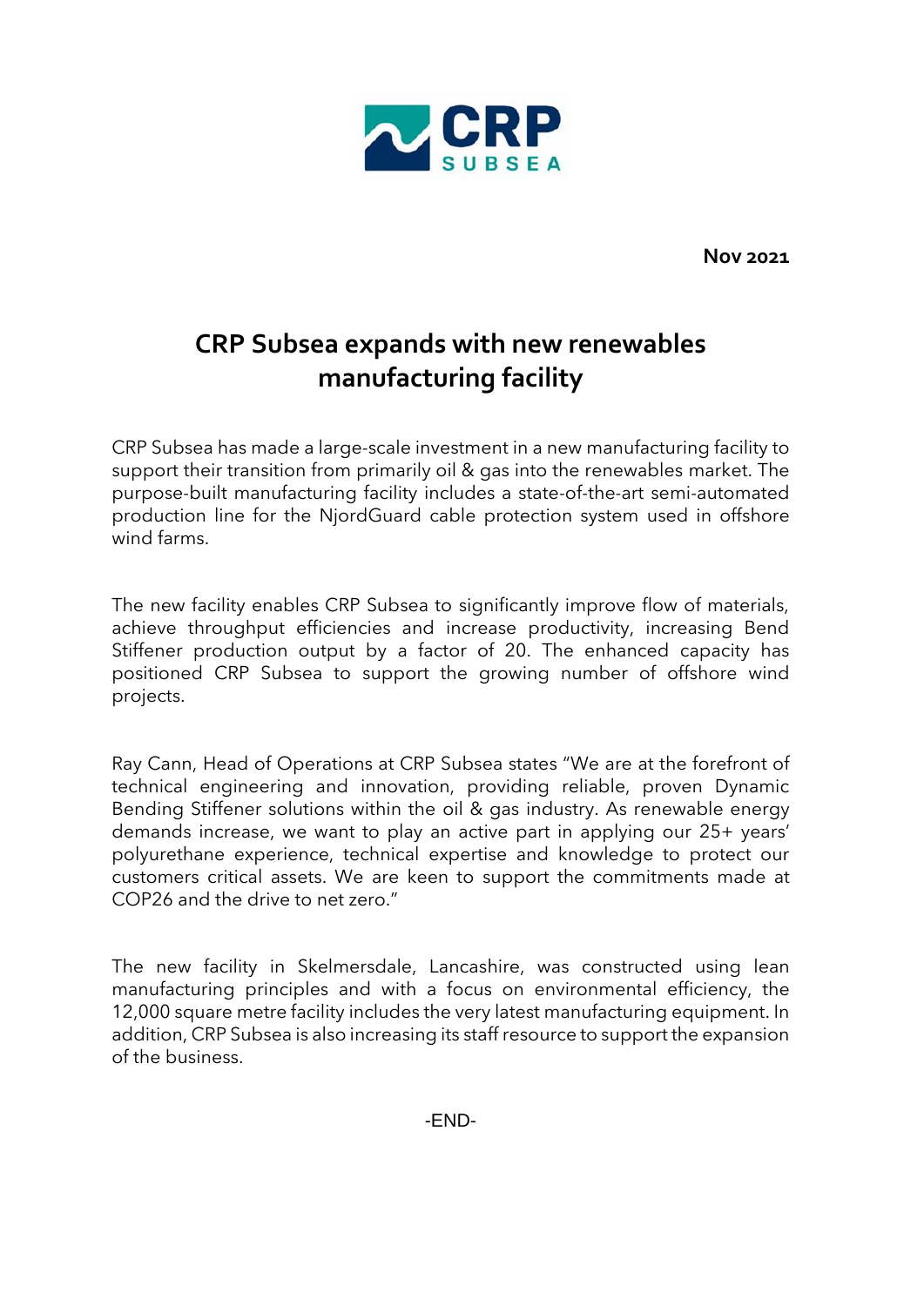**Nov 2021**

# CRP Subsea expands with new renewables manufacturing facility

CRP Subsea has made a large-scale investment in a new manufacturing facility to support their transition from primarily oil & gas into the renewables market. The purpose-built manufacturing facility includes a state-of-the-art semi-automated production line for the NjordGuard cable protection system used in offshore wind farms.

The new facility enables CRP Subsea to significantly improve flow of materials, achieve throughput efficiencies and increase productivity, increasing Bend Stiffener production output by a factor of 20. The enhanced capacity has positioned CRP Subsea to support the growing number of offshore wind projects.

Ray Cann, Head of Operations at CRP Subsea states "We are at the forefront of technical engineering and innovation, providing reliable, proven Dynamic Bending Stiffener solutions within the oil & gas industry. As renewable energy demands increase, we want to play an active part in applying our 25+ years' polyurethane experience, technical expertise and knowledge to protect our customers critical assets. We are keen to support the commitments made at COP26 and the drive to net zero."

The new facility in Skelmersdale, Lancashire, was constructed using lean manufacturing principles and with a focus on environmental efficiency, the 12,000 square metre facility includes the very latest manufacturing equipment. In addition, CRP Subsea is also increasing its staff resource to support the expansion of the business.

-END-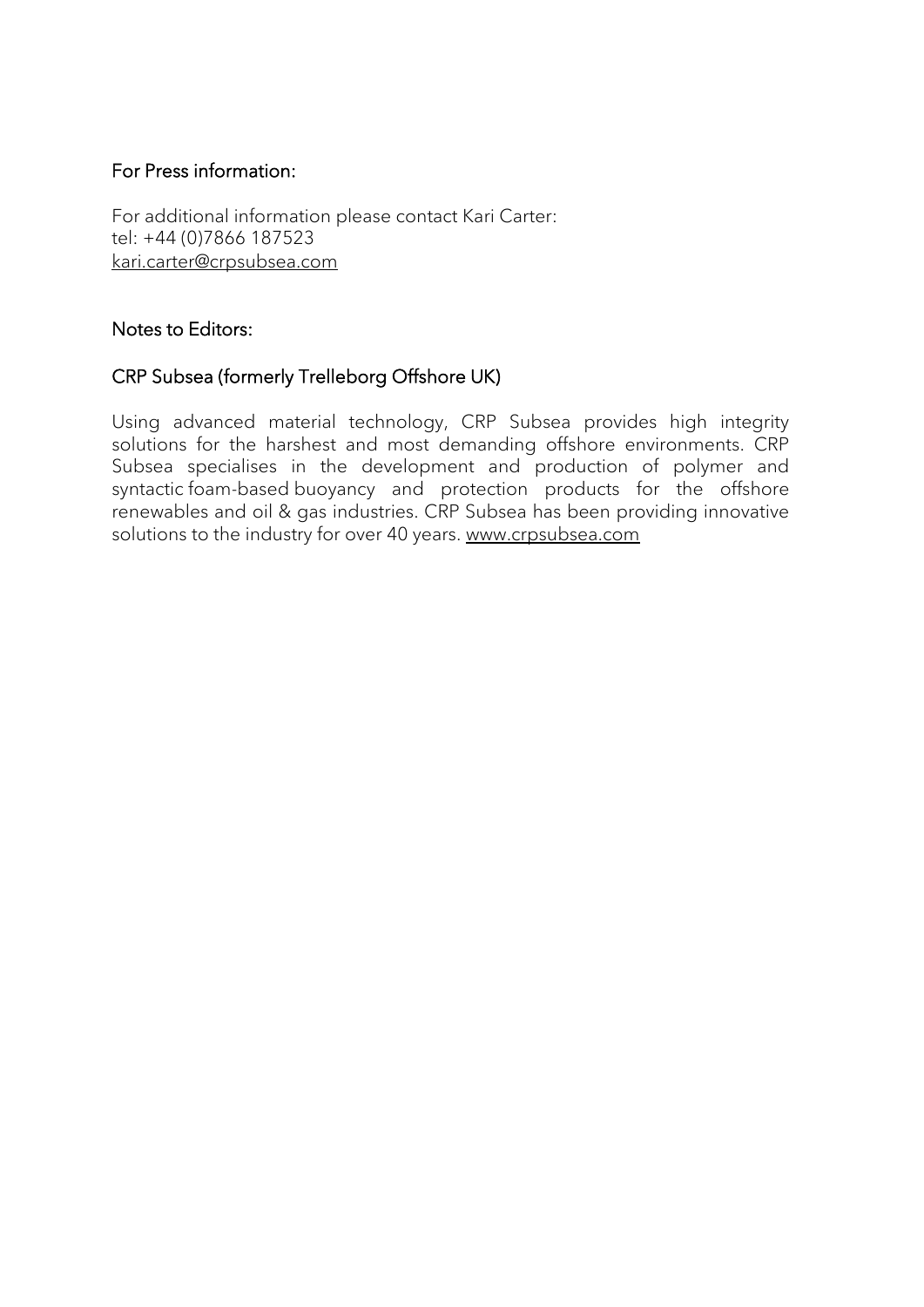## For Press information:

For additional information please contact Kari Carter:
tel: +44 (0)7866 187523
kari.carter@crpsubsea.com

## Notes to Editors:

### CRP Subsea (formerly Trelleborg Offshore UK)

Using advanced material technology, CRP Subsea provides high integrity solutions for the harshest and most demanding offshore environments. CRP Subsea specialises in the development and production of polymer and syntactic foam-based buoyancy and protection products for the offshore renewables and oil & gas industries. CRP Subsea has been providing innovative solutions to the industry for over 40 years. www.crpsubsea.com